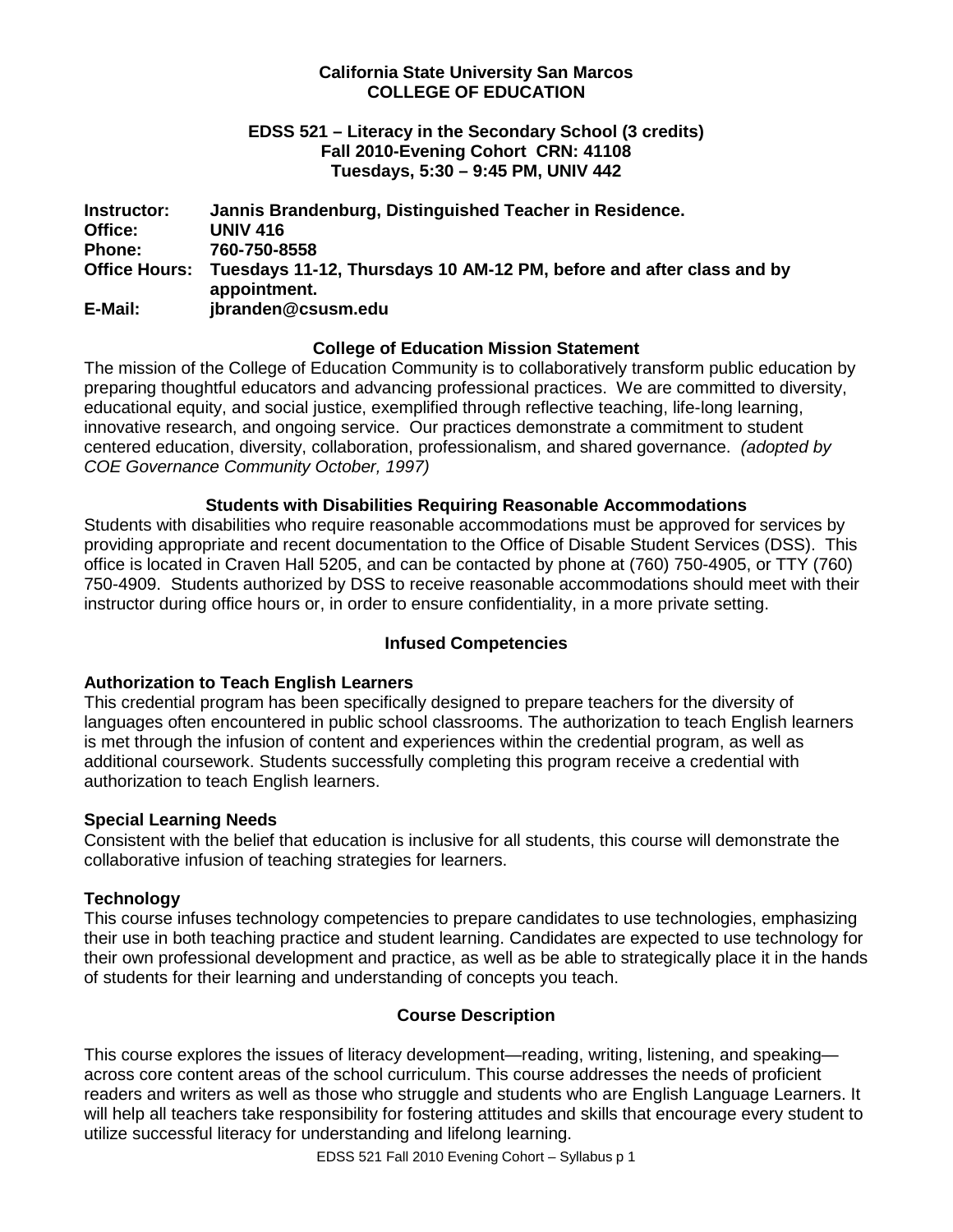**California State University San Marcos**
**COLLEGE OF EDUCATION**

**EDSS 521 – Literacy in the Secondary School (3 credits)**
**Fall 2010-Evening Cohort CRN: 41108**
**Tuesdays, 5:30 – 9:45 PM, UNIV 442**

| | |
|---|---|
| **Instructor:** | **Jannis Brandenburg, Distinguished Teacher in Residence.** |
| **Office:** | **UNIV 416** |
| **Phone:** | **760-750-8558** |
| **Office Hours:** | **Tuesdays 11-12, Thursdays 10 AM-12 PM, before and after class and by appointment.** |
| **E-Mail:** | **jbranden@csusm.edu** |

## College of Education Mission Statement

The mission of the College of Education Community is to collaboratively transform public education by preparing thoughtful educators and advancing professional practices. We are committed to diversity, educational equity, and social justice, exemplified through reflective teaching, life-long learning, innovative research, and ongoing service. Our practices demonstrate a commitment to student centered education, diversity, collaboration, professionalism, and shared governance. *(adopted by COE Governance Community October, 1997)*

## Students with Disabilities Requiring Reasonable Accommodations

Students with disabilities who require reasonable accommodations must be approved for services by providing appropriate and recent documentation to the Office of Disable Student Services (DSS). This office is located in Craven Hall 5205, and can be contacted by phone at (760) 750-4905, or TTY (760) 750-4909. Students authorized by DSS to receive reasonable accommodations should meet with their instructor during office hours or, in order to ensure confidentiality, in a more private setting.

## Infused Competencies

### Authorization to Teach English Learners

This credential program has been specifically designed to prepare teachers for the diversity of languages often encountered in public school classrooms. The authorization to teach English learners is met through the infusion of content and experiences within the credential program, as well as additional coursework. Students successfully completing this program receive a credential with authorization to teach English learners.

### Special Learning Needs

Consistent with the belief that education is inclusive for all students, this course will demonstrate the collaborative infusion of teaching strategies for learners.

### Technology

This course infuses technology competencies to prepare candidates to use technologies, emphasizing their use in both teaching practice and student learning. Candidates are expected to use technology for their own professional development and practice, as well as be able to strategically place it in the hands of students for their learning and understanding of concepts you teach.

## Course Description

This course explores the issues of literacy development—reading, writing, listening, and speaking—across core content areas of the school curriculum. This course addresses the needs of proficient readers and writers as well as those who struggle and students who are English Language Learners. It will help all teachers take responsibility for fostering attitudes and skills that encourage every student to utilize successful literacy for understanding and lifelong learning.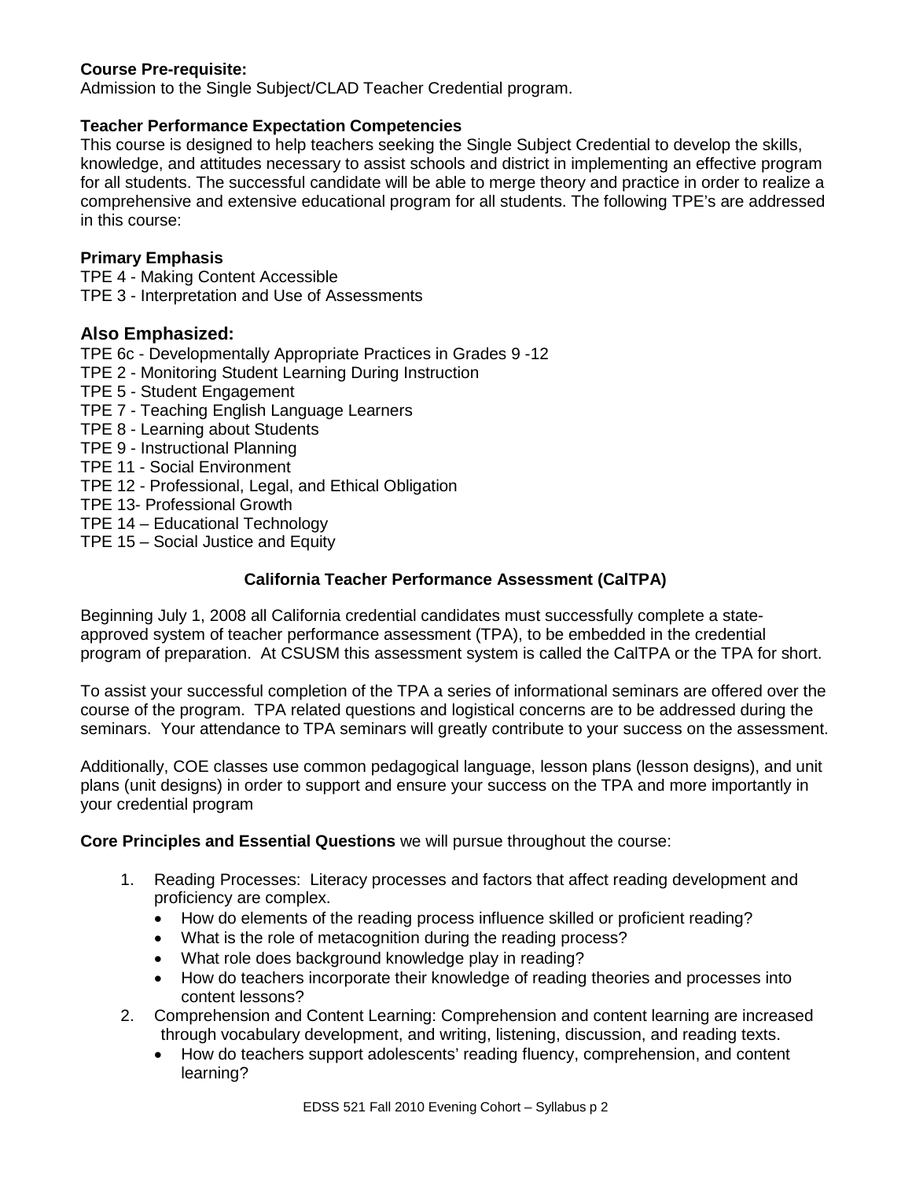**Course Pre-requisite:**
Admission to the Single Subject/CLAD Teacher Credential program.

**Teacher Performance Expectation Competencies**
This course is designed to help teachers seeking the Single Subject Credential to develop the skills, knowledge, and attitudes necessary to assist schools and district in implementing an effective program for all students. The successful candidate will be able to merge theory and practice in order to realize a comprehensive and extensive educational program for all students. The following TPE's are addressed in this course:

**Primary Emphasis**
TPE 4 - Making Content Accessible
TPE 3 - Interpretation and Use of Assessments

## Also Emphasized:

TPE 6c - Developmentally Appropriate Practices in Grades 9 -12
TPE 2 - Monitoring Student Learning During Instruction
TPE 5 - Student Engagement
TPE 7 - Teaching English Language Learners
TPE 8 - Learning about Students
TPE 9 - Instructional Planning
TPE 11 - Social Environment
TPE 12 - Professional, Legal, and Ethical Obligation
TPE 13- Professional Growth
TPE 14 – Educational Technology
TPE 15 – Social Justice and Equity

**California Teacher Performance Assessment (CalTPA)**

Beginning July 1, 2008 all California credential candidates must successfully complete a state-approved system of teacher performance assessment (TPA), to be embedded in the credential program of preparation. At CSUSM this assessment system is called the CalTPA or the TPA for short.

To assist your successful completion of the TPA a series of informational seminars are offered over the course of the program. TPA related questions and logistical concerns are to be addressed during the seminars. Your attendance to TPA seminars will greatly contribute to your success on the assessment.

Additionally, COE classes use common pedagogical language, lesson plans (lesson designs), and unit plans (unit designs) in order to support and ensure your success on the TPA and more importantly in your credential program

**Core Principles and Essential Questions** we will pursue throughout the course:

1. Reading Processes: Literacy processes and factors that affect reading development and proficiency are complex.
    - How do elements of the reading process influence skilled or proficient reading?
    - What is the role of metacognition during the reading process?
    - What role does background knowledge play in reading?
    - How do teachers incorporate their knowledge of reading theories and processes into content lessons?
2. Comprehension and Content Learning: Comprehension and content learning are increased through vocabulary development, and writing, listening, discussion, and reading texts.
    - How do teachers support adolescents' reading fluency, comprehension, and content learning?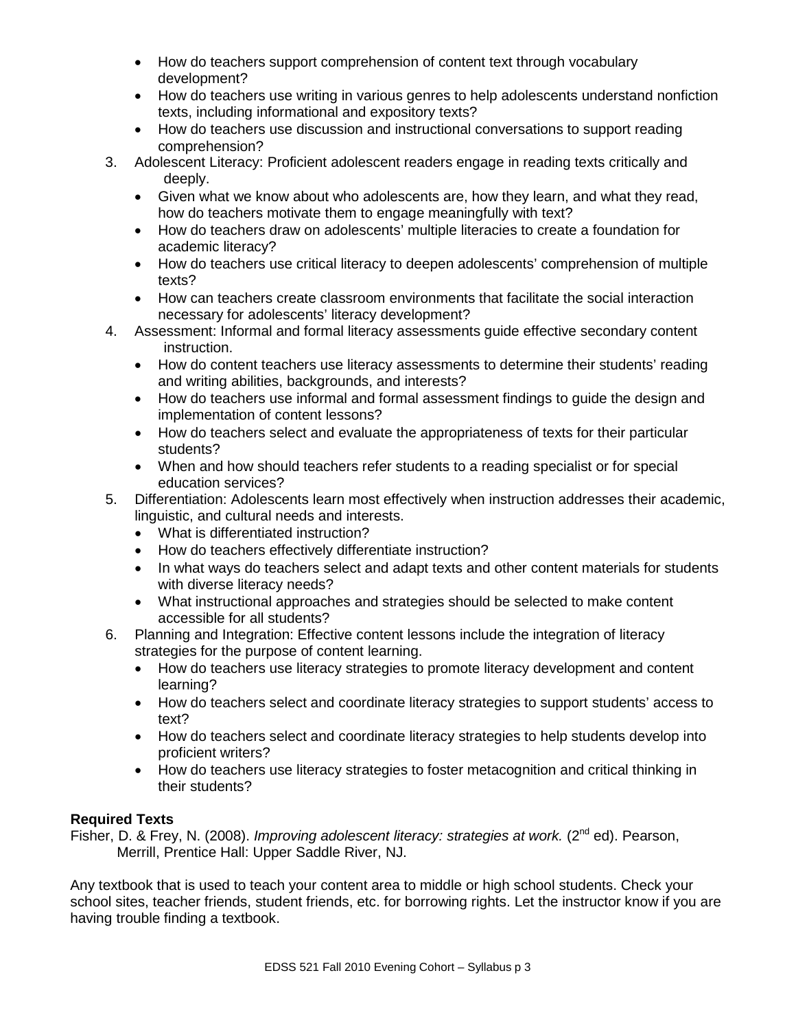- How do teachers support comprehension of content text through vocabulary development?
- How do teachers use writing in various genres to help adolescents understand nonfiction texts, including informational and expository texts?
- How do teachers use discussion and instructional conversations to support reading comprehension?

3. Adolescent Literacy: Proficient adolescent readers engage in reading texts critically and deeply.
   - Given what we know about who adolescents are, how they learn, and what they read, how do teachers motivate them to engage meaningfully with text?
   - How do teachers draw on adolescents' multiple literacies to create a foundation for academic literacy?
   - How do teachers use critical literacy to deepen adolescents' comprehension of multiple texts?
   - How can teachers create classroom environments that facilitate the social interaction necessary for adolescents' literacy development?
4. Assessment: Informal and formal literacy assessments guide effective secondary content instruction.
   - How do content teachers use literacy assessments to determine their students' reading and writing abilities, backgrounds, and interests?
   - How do teachers use informal and formal assessment findings to guide the design and implementation of content lessons?
   - How do teachers select and evaluate the appropriateness of texts for their particular students?
   - When and how should teachers refer students to a reading specialist or for special education services?
5. Differentiation: Adolescents learn most effectively when instruction addresses their academic, linguistic, and cultural needs and interests.
   - What is differentiated instruction?
   - How do teachers effectively differentiate instruction?
   - In what ways do teachers select and adapt texts and other content materials for students with diverse literacy needs?
   - What instructional approaches and strategies should be selected to make content accessible for all students?
6. Planning and Integration: Effective content lessons include the integration of literacy strategies for the purpose of content learning.
   - How do teachers use literacy strategies to promote literacy development and content learning?
   - How do teachers select and coordinate literacy strategies to support students' access to text?
   - How do teachers select and coordinate literacy strategies to help students develop into proficient writers?
   - How do teachers use literacy strategies to foster metacognition and critical thinking in their students?

**Required Texts**

Fisher, D. & Frey, N. (2008). *Improving adolescent literacy: strategies at work.* (2nd ed). Pearson, Merrill, Prentice Hall: Upper Saddle River, NJ.

Any textbook that is used to teach your content area to middle or high school students. Check your school sites, teacher friends, student friends, etc. for borrowing rights. Let the instructor know if you are having trouble finding a textbook.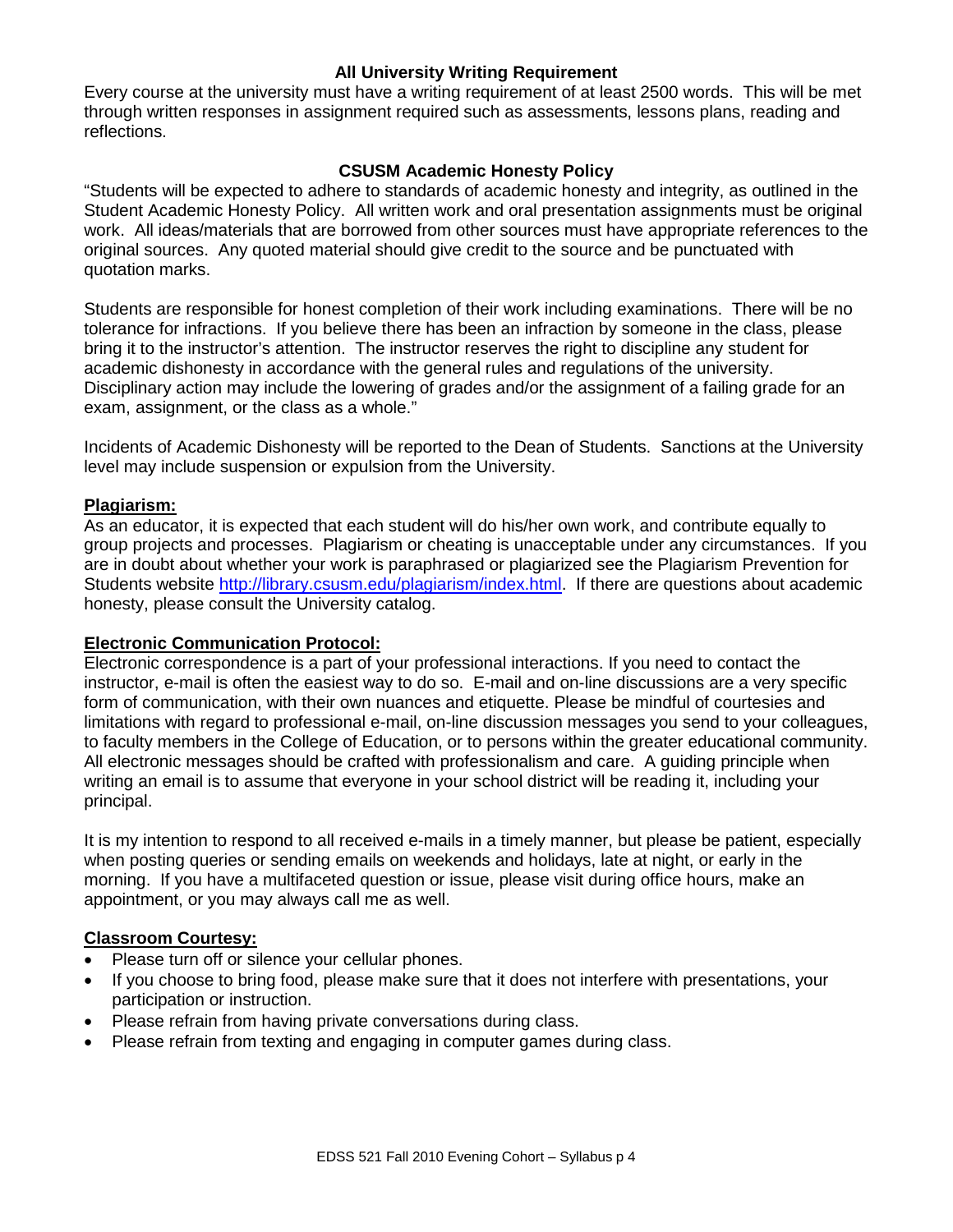## All University Writing Requirement

Every course at the university must have a writing requirement of at least 2500 words. This will be met through written responses in assignment required such as assessments, lessons plans, reading and reflections.

## CSUSM Academic Honesty Policy

"Students will be expected to adhere to standards of academic honesty and integrity, as outlined in the Student Academic Honesty Policy. All written work and oral presentation assignments must be original work. All ideas/materials that are borrowed from other sources must have appropriate references to the original sources. Any quoted material should give credit to the source and be punctuated with quotation marks.

Students are responsible for honest completion of their work including examinations. There will be no tolerance for infractions. If you believe there has been an infraction by someone in the class, please bring it to the instructor's attention. The instructor reserves the right to discipline any student for academic dishonesty in accordance with the general rules and regulations of the university. Disciplinary action may include the lowering of grades and/or the assignment of a failing grade for an exam, assignment, or the class as a whole."

Incidents of Academic Dishonesty will be reported to the Dean of Students. Sanctions at the University level may include suspension or expulsion from the University.

### Plagiarism:

As an educator, it is expected that each student will do his/her own work, and contribute equally to group projects and processes. Plagiarism or cheating is unacceptable under any circumstances. If you are in doubt about whether your work is paraphrased or plagiarized see the Plagiarism Prevention for Students website http://library.csusm.edu/plagiarism/index.html. If there are questions about academic honesty, please consult the University catalog.

### Electronic Communication Protocol:

Electronic correspondence is a part of your professional interactions. If you need to contact the instructor, e-mail is often the easiest way to do so. E-mail and on-line discussions are a very specific form of communication, with their own nuances and etiquette. Please be mindful of courtesies and limitations with regard to professional e-mail, on-line discussion messages you send to your colleagues, to faculty members in the College of Education, or to persons within the greater educational community. All electronic messages should be crafted with professionalism and care. A guiding principle when writing an email is to assume that everyone in your school district will be reading it, including your principal.

It is my intention to respond to all received e-mails in a timely manner, but please be patient, especially when posting queries or sending emails on weekends and holidays, late at night, or early in the morning. If you have a multifaceted question or issue, please visit during office hours, make an appointment, or you may always call me as well.

### Classroom Courtesy:

- Please turn off or silence your cellular phones.
- If you choose to bring food, please make sure that it does not interfere with presentations, your participation or instruction.
- Please refrain from having private conversations during class.
- Please refrain from texting and engaging in computer games during class.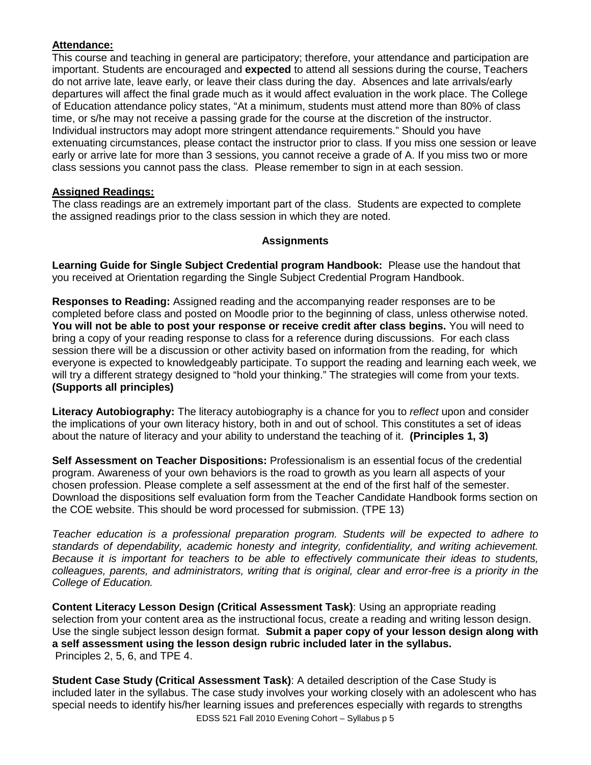**Attendance:**

This course and teaching in general are participatory; therefore, your attendance and participation are important. Students are encouraged and **expected** to attend all sessions during the course, Teachers do not arrive late, leave early, or leave their class during the day. Absences and late arrivals/early departures will affect the final grade much as it would affect evaluation in the work place. The College of Education attendance policy states, "At a minimum, students must attend more than 80% of class time, or s/he may not receive a passing grade for the course at the discretion of the instructor. Individual instructors may adopt more stringent attendance requirements." Should you have extenuating circumstances, please contact the instructor prior to class. If you miss one session or leave early or arrive late for more than 3 sessions, you cannot receive a grade of A. If you miss two or more class sessions you cannot pass the class. Please remember to sign in at each session.

**Assigned Readings:**

The class readings are an extremely important part of the class. Students are expected to complete the assigned readings prior to the class session in which they are noted.

**Assignments**

**Learning Guide for Single Subject Credential program Handbook:** Please use the handout that you received at Orientation regarding the Single Subject Credential Program Handbook.

**Responses to Reading:** Assigned reading and the accompanying reader responses are to be completed before class and posted on Moodle prior to the beginning of class, unless otherwise noted. **You will not be able to post your response or receive credit after class begins.** You will need to bring a copy of your reading response to class for a reference during discussions. For each class session there will be a discussion or other activity based on information from the reading, for which everyone is expected to knowledgeably participate. To support the reading and learning each week, we will try a different strategy designed to "hold your thinking." The strategies will come from your texts. **(Supports all principles)**

**Literacy Autobiography:** The literacy autobiography is a chance for you to *reflect* upon and consider the implications of your own literacy history, both in and out of school. This constitutes a set of ideas about the nature of literacy and your ability to understand the teaching of it. **(Principles 1, 3)**

**Self Assessment on Teacher Dispositions:** Professionalism is an essential focus of the credential program. Awareness of your own behaviors is the road to growth as you learn all aspects of your chosen profession. Please complete a self assessment at the end of the first half of the semester. Download the dispositions self evaluation form from the Teacher Candidate Handbook forms section on the COE website. This should be word processed for submission. (TPE 13)

*Teacher education is a professional preparation program. Students will be expected to adhere to standards of dependability, academic honesty and integrity, confidentiality, and writing achievement. Because it is important for teachers to be able to effectively communicate their ideas to students, colleagues, parents, and administrators, writing that is original, clear and error-free is a priority in the College of Education.*

**Content Literacy Lesson Design (Critical Assessment Task)**: Using an appropriate reading selection from your content area as the instructional focus, create a reading and writing lesson design. Use the single subject lesson design format. **Submit a paper copy of your lesson design along with a self assessment using the lesson design rubric included later in the syllabus.** Principles 2, 5, 6, and TPE 4.

**Student Case Study (Critical Assessment Task)**: A detailed description of the Case Study is included later in the syllabus. The case study involves your working closely with an adolescent who has special needs to identify his/her learning issues and preferences especially with regards to strengths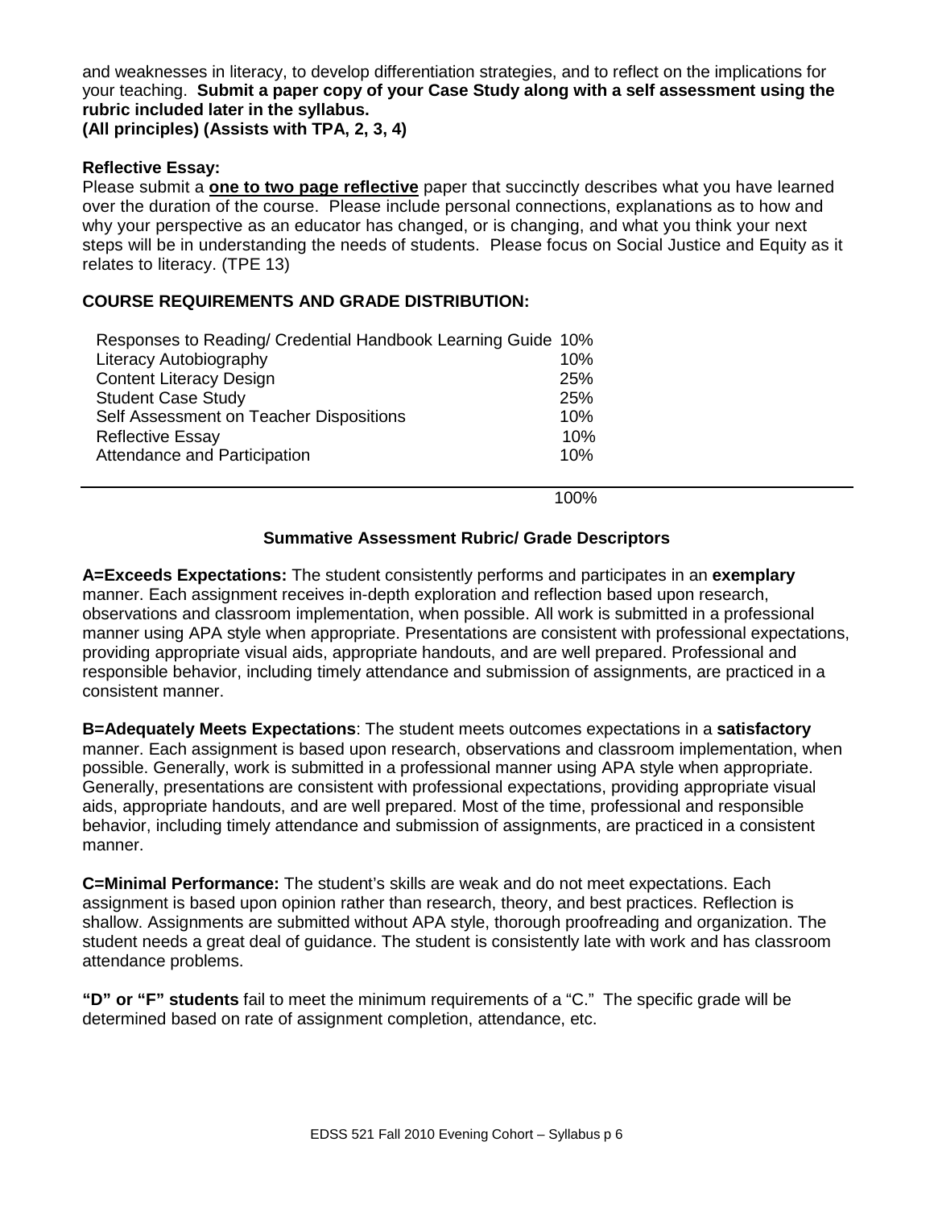and weaknesses in literacy, to develop differentiation strategies, and to reflect on the implications for your teaching. **Submit a paper copy of your Case Study along with a self assessment using the rubric included later in the syllabus.**
**(All principles) (Assists with TPA, 2, 3, 4)**

**Reflective Essay:**
Please submit a **one to two page reflective** paper that succinctly describes what you have learned over the duration of the course. Please include personal connections, explanations as to how and why your perspective as an educator has changed, or is changing, and what you think your next steps will be in understanding the needs of students. Please focus on Social Justice and Equity as it relates to literacy. (TPE 13)

**COURSE REQUIREMENTS AND GRADE DISTRIBUTION:**

| | |
|---|---|
| Responses to Reading/ Credential Handbook Learning Guide | 10% |
| Literacy Autobiography | 10% |
| Content Literacy Design | 25% |
| Student Case Study | 25% |
| Self Assessment on Teacher Dispositions | 10% |
| Reflective Essay | 10% |
| Attendance and Participation | 10% |
| | 100% |

**Summative Assessment Rubric/ Grade Descriptors**

**A=Exceeds Expectations:** The student consistently performs and participates in an **exemplary** manner. Each assignment receives in-depth exploration and reflection based upon research, observations and classroom implementation, when possible. All work is submitted in a professional manner using APA style when appropriate. Presentations are consistent with professional expectations, providing appropriate visual aids, appropriate handouts, and are well prepared. Professional and responsible behavior, including timely attendance and submission of assignments, are practiced in a consistent manner.

**B=Adequately Meets Expectations**: The student meets outcomes expectations in a **satisfactory** manner. Each assignment is based upon research, observations and classroom implementation, when possible. Generally, work is submitted in a professional manner using APA style when appropriate. Generally, presentations are consistent with professional expectations, providing appropriate visual aids, appropriate handouts, and are well prepared. Most of the time, professional and responsible behavior, including timely attendance and submission of assignments, are practiced in a consistent manner.

**C=Minimal Performance:** The student's skills are weak and do not meet expectations. Each assignment is based upon opinion rather than research, theory, and best practices. Reflection is shallow. Assignments are submitted without APA style, thorough proofreading and organization. The student needs a great deal of guidance. The student is consistently late with work and has classroom attendance problems.

**"D" or "F" students** fail to meet the minimum requirements of a "C." The specific grade will be determined based on rate of assignment completion, attendance, etc.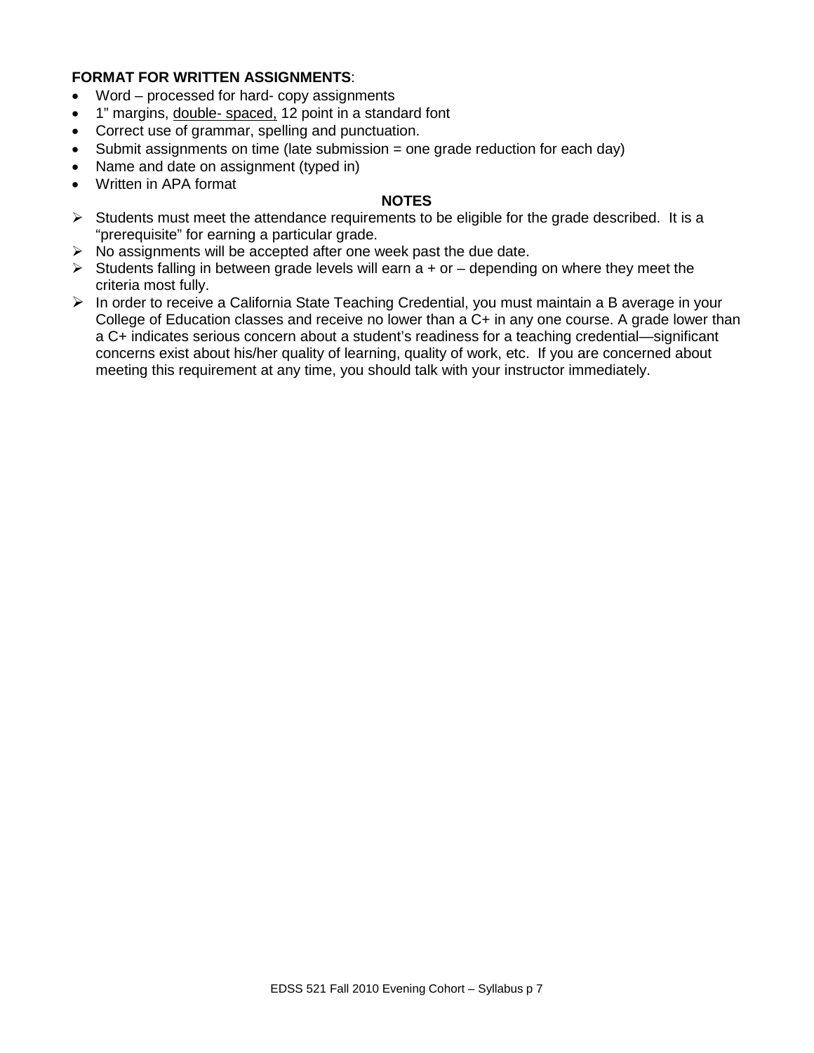**FORMAT FOR WRITTEN ASSIGNMENTS**:

- Word – processed for hard- copy assignments
- 1" margins, <u>double- spaced,</u> 12 point in a standard font
- Correct use of grammar, spelling and punctuation.
- Submit assignments on time (late submission = one grade reduction for each day)
- Name and date on assignment (typed in)
- Written in APA format

**NOTES**

- Students must meet the attendance requirements to be eligible for the grade described. It is a "prerequisite" for earning a particular grade.
- No assignments will be accepted after one week past the due date.
- Students falling in between grade levels will earn a + or – depending on where they meet the criteria most fully.
- In order to receive a California State Teaching Credential, you must maintain a B average in your College of Education classes and receive no lower than a C+ in any one course. A grade lower than a C+ indicates serious concern about a student's readiness for a teaching credential—significant concerns exist about his/her quality of learning, quality of work, etc. If you are concerned about meeting this requirement at any time, you should talk with your instructor immediately.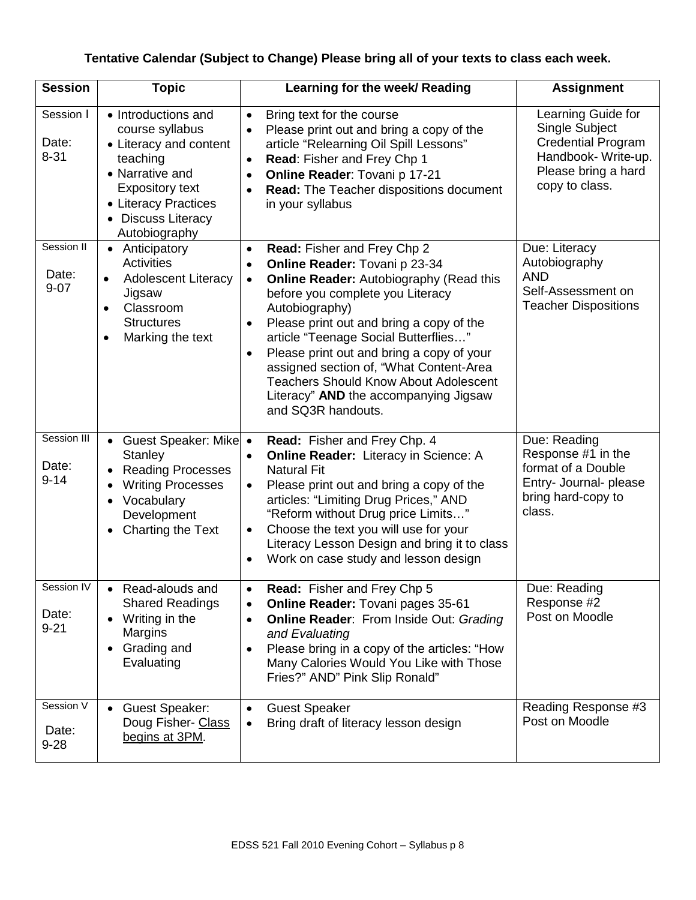**Tentative Calendar (Subject to Change) Please bring all of your texts to class each week.**

| Session | Topic | Learning for the week/ Reading | Assignment |
|---|---|---|---|
| Session I<br><br>Date: 8-31 | • Introductions and course syllabus<br>• Literacy and content teaching<br>• Narrative and Expository text<br>• Literacy Practices<br>• Discuss Literacy Autobiography | • Bring text for the course<br>• Please print out and bring a copy of the article "Relearning Oil Spill Lessons"<br>• **Read**: Fisher and Frey Chp 1<br>• **Online Reader**: Tovani p 17-21<br>• **Read:** The Teacher dispositions document in your syllabus | Learning Guide for Single Subject Credential Program Handbook- Write-up. Please bring a hard copy to class. |
| Session II<br><br>Date: 9-07 | • Anticipatory Activities<br>• Adolescent Literacy Jigsaw<br>• Classroom Structures<br>• Marking the text | • **Read:** Fisher and Frey Chp 2<br>• **Online Reader:** Tovani p 23-34<br>• **Online Reader:** Autobiography (Read this before you complete you Literacy Autobiography)<br>• Please print out and bring a copy of the article "Teenage Social Butterflies…"<br>• Please print out and bring a copy of your assigned section of, "What Content-Area Teachers Should Know About Adolescent Literacy" **AND** the accompanying Jigsaw and SQ3R handouts. | Due: Literacy Autobiography<br>AND<br>Self-Assessment on Teacher Dispositions |
| Session III<br><br>Date: 9-14 | • Guest Speaker: Mike Stanley<br>• Reading Processes<br>• Writing Processes<br>• Vocabulary Development<br>• Charting the Text | • **Read:** Fisher and Frey Chp. 4<br>• **Online Reader:** Literacy in Science: A Natural Fit<br>• Please print out and bring a copy of the articles: "Limiting Drug Prices," AND "Reform without Drug price Limits…"<br>• Choose the text you will use for your Literacy Lesson Design and bring it to class<br>• Work on case study and lesson design | Due: Reading Response #1 in the format of a Double Entry- Journal- please bring hard-copy to class. |
| Session IV<br><br>Date: 9-21 | • Read-alouds and Shared Readings<br>• Writing in the Margins<br>• Grading and Evaluating | • **Read:** Fisher and Frey Chp 5<br>• **Online Reader:** Tovani pages 35-61<br>• **Online Reader**: From Inside Out: *Grading and Evaluating*<br>• Please bring in a copy of the articles: "How Many Calories Would You Like with Those Fries?" AND" Pink Slip Ronald" | Due: Reading Response #2<br>Post on Moodle |
| Session V<br><br>Date: 9-28 | • Guest Speaker: Doug Fisher- <u>Class begins at 3PM</u>. | • Guest Speaker<br>• Bring draft of literacy lesson design | Reading Response #3 Post on Moodle |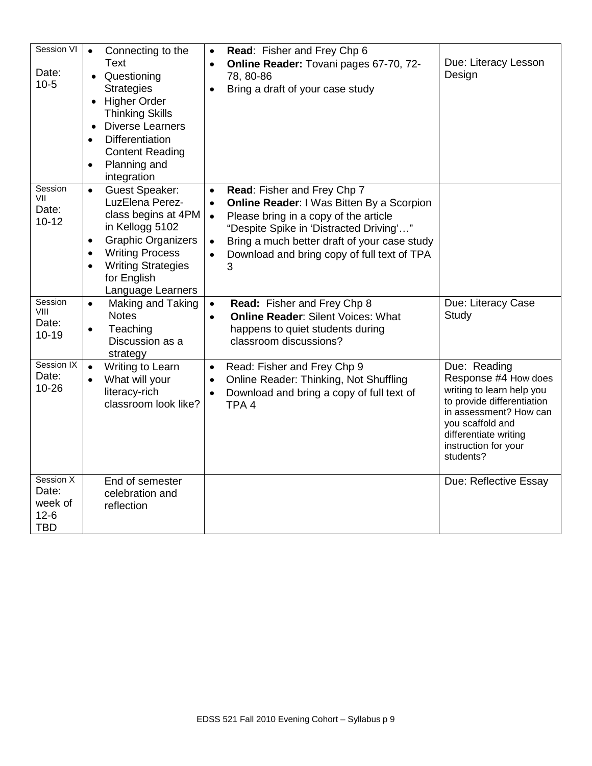| Session VI Date: 10-5 | • Connecting to the Text<br>• Questioning Strategies<br>• Higher Order Thinking Skills<br>• Diverse Learners<br>• Differentiation Content Reading<br>• Planning and integration | • **Read**: Fisher and Frey Chp 6<br>• **Online Reader:** Tovani pages 67-70, 72-78, 80-86<br>• Bring a draft of your case study | Due: Literacy Lesson Design |
|---|---|---|---|
| Session VII Date: 10-12 | • Guest Speaker: LuzElena Perez-class begins at 4PM in Kellogg 5102<br>• Graphic Organizers<br>• Writing Process<br>• Writing Strategies for English Language Learners | • **Read**: Fisher and Frey Chp 7<br>• **Online Reader**: I Was Bitten By a Scorpion<br>• Please bring in a copy of the article "Despite Spike in 'Distracted Driving'…"<br>• Bring a much better draft of your case study<br>• Download and bring copy of full text of TPA 3 | |
| Session VIII Date: 10-19 | • Making and Taking Notes<br>• Teaching Discussion as a strategy | • **Read:** Fisher and Frey Chp 8<br>• **Online Reader**: Silent Voices: What happens to quiet students during classroom discussions? | Due: Literacy Case Study |
| Session IX Date: 10-26 | • Writing to Learn<br>• What will your literacy-rich classroom look like? | • Read: Fisher and Frey Chp 9<br>• Online Reader: Thinking, Not Shuffling<br>• Download and bring a copy of full text of TPA 4 | Due: Reading Response #4 How does writing to learn help you to provide differentiation in assessment? How can you scaffold and differentiate writing instruction for your students? |
| Session X Date: week of 12-6 TBD | End of semester celebration and reflection | | Due: Reflective Essay |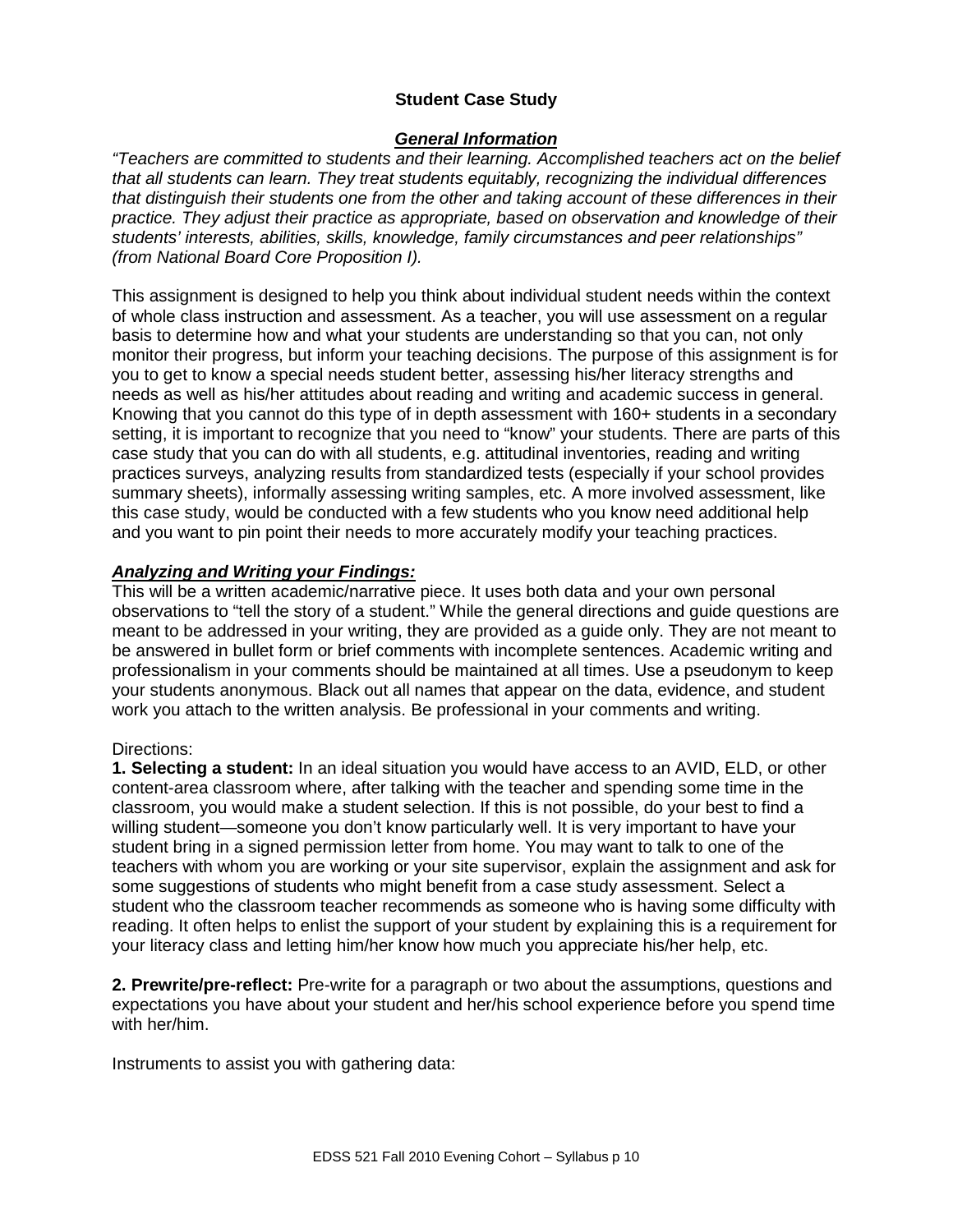## Student Case Study

### ***General Information***

*"Teachers are committed to students and their learning. Accomplished teachers act on the belief that all students can learn. They treat students equitably, recognizing the individual differences that distinguish their students one from the other and taking account of these differences in their practice. They adjust their practice as appropriate, based on observation and knowledge of their students' interests, abilities, skills, knowledge, family circumstances and peer relationships" (from National Board Core Proposition I).*

This assignment is designed to help you think about individual student needs within the context of whole class instruction and assessment. As a teacher, you will use assessment on a regular basis to determine how and what your students are understanding so that you can, not only monitor their progress, but inform your teaching decisions. The purpose of this assignment is for you to get to know a special needs student better, assessing his/her literacy strengths and needs as well as his/her attitudes about reading and writing and academic success in general. Knowing that you cannot do this type of in depth assessment with 160+ students in a secondary setting, it is important to recognize that you need to "know" your students. There are parts of this case study that you can do with all students, e.g. attitudinal inventories, reading and writing practices surveys, analyzing results from standardized tests (especially if your school provides summary sheets), informally assessing writing samples, etc. A more involved assessment, like this case study, would be conducted with a few students who you know need additional help and you want to pin point their needs to more accurately modify your teaching practices.

### ***Analyzing and Writing your Findings:***

This will be a written academic/narrative piece. It uses both data and your own personal observations to "tell the story of a student." While the general directions and guide questions are meant to be addressed in your writing, they are provided as a guide only. They are not meant to be answered in bullet form or brief comments with incomplete sentences. Academic writing and professionalism in your comments should be maintained at all times. Use a pseudonym to keep your students anonymous. Black out all names that appear on the data, evidence, and student work you attach to the written analysis. Be professional in your comments and writing.

Directions:

**1. Selecting a student:** In an ideal situation you would have access to an AVID, ELD, or other content-area classroom where, after talking with the teacher and spending some time in the classroom, you would make a student selection. If this is not possible, do your best to find a willing student—someone you don't know particularly well. It is very important to have your student bring in a signed permission letter from home. You may want to talk to one of the teachers with whom you are working or your site supervisor, explain the assignment and ask for some suggestions of students who might benefit from a case study assessment. Select a student who the classroom teacher recommends as someone who is having some difficulty with reading. It often helps to enlist the support of your student by explaining this is a requirement for your literacy class and letting him/her know how much you appreciate his/her help, etc.

**2. Prewrite/pre-reflect:** Pre-write for a paragraph or two about the assumptions, questions and expectations you have about your student and her/his school experience before you spend time with her/him.

Instruments to assist you with gathering data: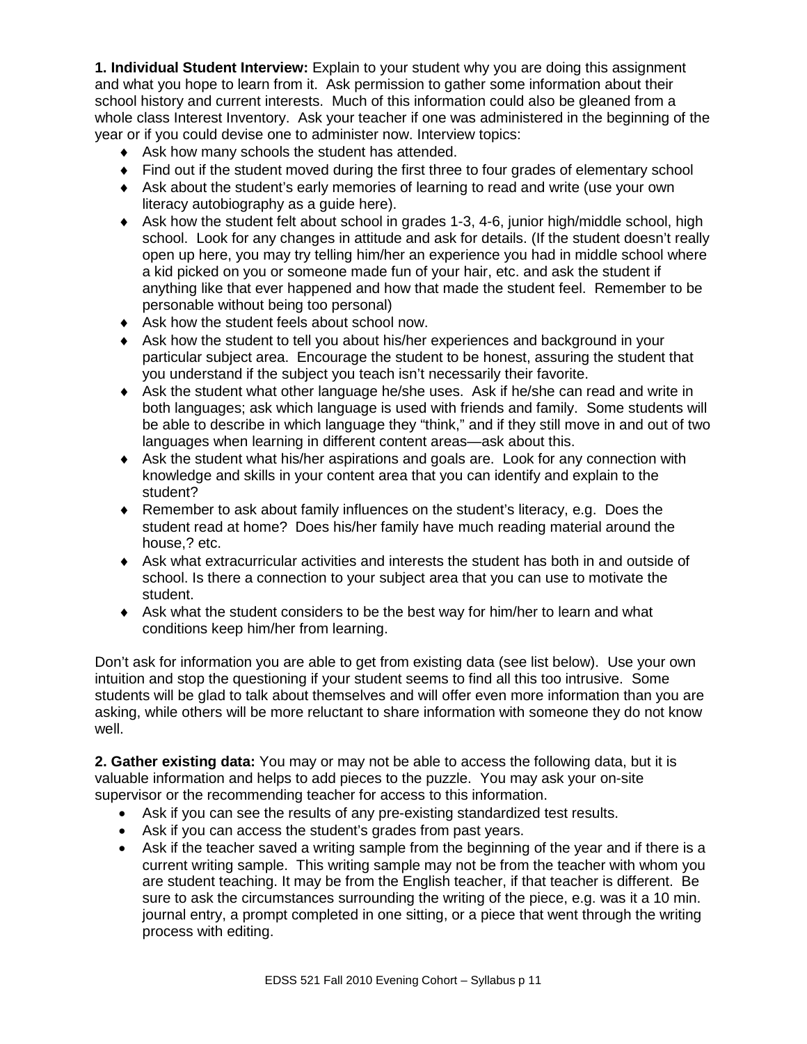**1. Individual Student Interview:** Explain to your student why you are doing this assignment and what you hope to learn from it. Ask permission to gather some information about their school history and current interests. Much of this information could also be gleaned from a whole class Interest Inventory. Ask your teacher if one was administered in the beginning of the year or if you could devise one to administer now. Interview topics:

- Ask how many schools the student has attended.
- Find out if the student moved during the first three to four grades of elementary school
- Ask about the student's early memories of learning to read and write (use your own literacy autobiography as a guide here).
- Ask how the student felt about school in grades 1-3, 4-6, junior high/middle school, high school. Look for any changes in attitude and ask for details. (If the student doesn't really open up here, you may try telling him/her an experience you had in middle school where a kid picked on you or someone made fun of your hair, etc. and ask the student if anything like that ever happened and how that made the student feel. Remember to be personable without being too personal)
- Ask how the student feels about school now.
- Ask how the student to tell you about his/her experiences and background in your particular subject area. Encourage the student to be honest, assuring the student that you understand if the subject you teach isn't necessarily their favorite.
- Ask the student what other language he/she uses. Ask if he/she can read and write in both languages; ask which language is used with friends and family. Some students will be able to describe in which language they "think," and if they still move in and out of two languages when learning in different content areas—ask about this.
- Ask the student what his/her aspirations and goals are. Look for any connection with knowledge and skills in your content area that you can identify and explain to the student?
- Remember to ask about family influences on the student's literacy, e.g. Does the student read at home? Does his/her family have much reading material around the house,? etc.
- Ask what extracurricular activities and interests the student has both in and outside of school. Is there a connection to your subject area that you can use to motivate the student.
- Ask what the student considers to be the best way for him/her to learn and what conditions keep him/her from learning.

Don't ask for information you are able to get from existing data (see list below). Use your own intuition and stop the questioning if your student seems to find all this too intrusive. Some students will be glad to talk about themselves and will offer even more information than you are asking, while others will be more reluctant to share information with someone they do not know well.

**2. Gather existing data:** You may or may not be able to access the following data, but it is valuable information and helps to add pieces to the puzzle. You may ask your on-site supervisor or the recommending teacher for access to this information.

- Ask if you can see the results of any pre-existing standardized test results.
- Ask if you can access the student's grades from past years.
- Ask if the teacher saved a writing sample from the beginning of the year and if there is a current writing sample. This writing sample may not be from the teacher with whom you are student teaching. It may be from the English teacher, if that teacher is different. Be sure to ask the circumstances surrounding the writing of the piece, e.g. was it a 10 min. journal entry, a prompt completed in one sitting, or a piece that went through the writing process with editing.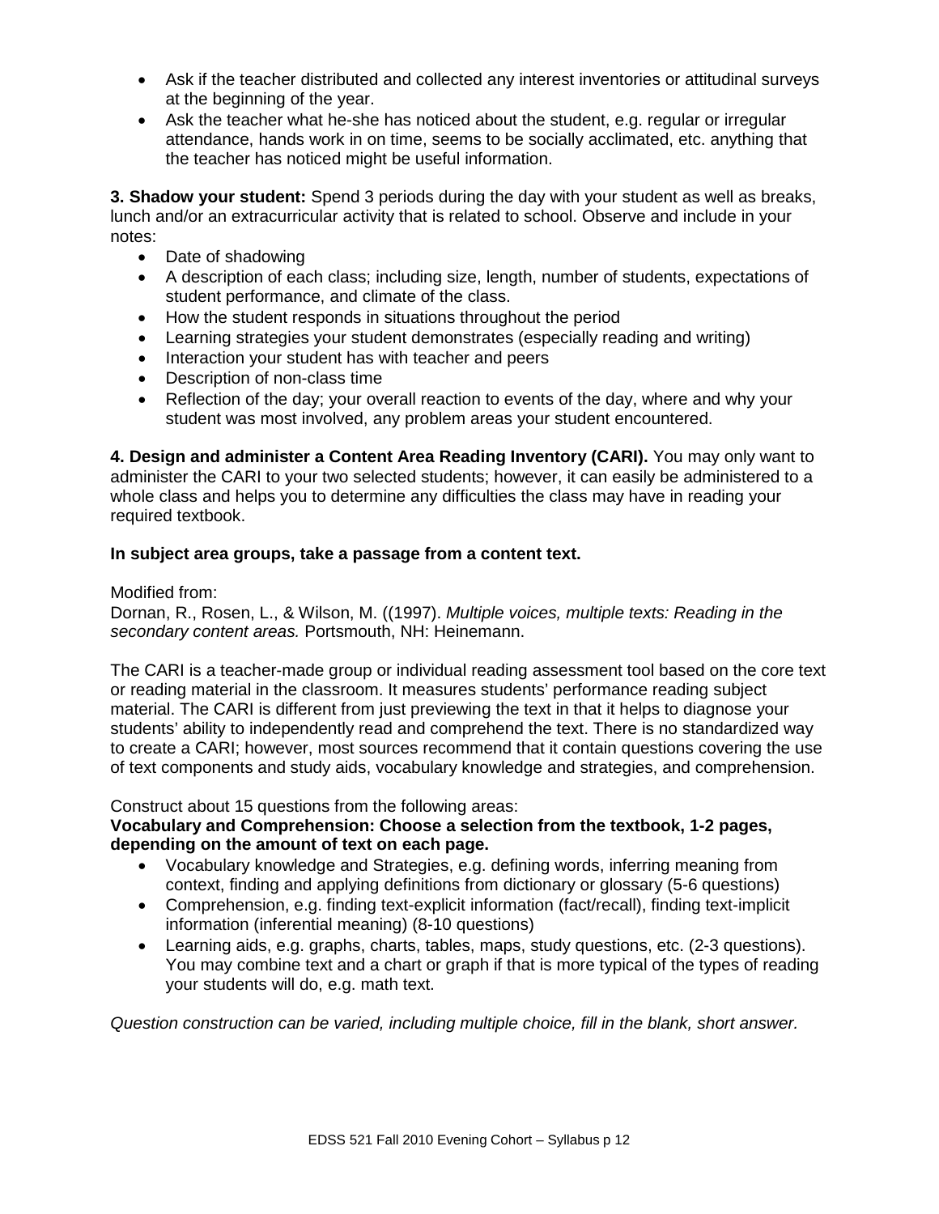- Ask if the teacher distributed and collected any interest inventories or attitudinal surveys at the beginning of the year.
- Ask the teacher what he-she has noticed about the student, e.g. regular or irregular attendance, hands work in on time, seems to be socially acclimated, etc. anything that the teacher has noticed might be useful information.

**3. Shadow your student:** Spend 3 periods during the day with your student as well as breaks, lunch and/or an extracurricular activity that is related to school. Observe and include in your notes:

- Date of shadowing
- A description of each class; including size, length, number of students, expectations of student performance, and climate of the class.
- How the student responds in situations throughout the period
- Learning strategies your student demonstrates (especially reading and writing)
- Interaction your student has with teacher and peers
- Description of non-class time
- Reflection of the day; your overall reaction to events of the day, where and why your student was most involved, any problem areas your student encountered.

**4. Design and administer a Content Area Reading Inventory (CARI).** You may only want to administer the CARI to your two selected students; however, it can easily be administered to a whole class and helps you to determine any difficulties the class may have in reading your required textbook.

**In subject area groups, take a passage from a content text.**

Modified from:
Dornan, R., Rosen, L., & Wilson, M. ((1997). *Multiple voices, multiple texts: Reading in the secondary content areas.* Portsmouth, NH: Heinemann.

The CARI is a teacher-made group or individual reading assessment tool based on the core text or reading material in the classroom. It measures students' performance reading subject material. The CARI is different from just previewing the text in that it helps to diagnose your students' ability to independently read and comprehend the text. There is no standardized way to create a CARI; however, most sources recommend that it contain questions covering the use of text components and study aids, vocabulary knowledge and strategies, and comprehension.

Construct about 15 questions from the following areas:
**Vocabulary and Comprehension: Choose a selection from the textbook, 1-2 pages, depending on the amount of text on each page.**

- Vocabulary knowledge and Strategies, e.g. defining words, inferring meaning from context, finding and applying definitions from dictionary or glossary (5-6 questions)
- Comprehension, e.g. finding text-explicit information (fact/recall), finding text-implicit information (inferential meaning) (8-10 questions)
- Learning aids, e.g. graphs, charts, tables, maps, study questions, etc. (2-3 questions). You may combine text and a chart or graph if that is more typical of the types of reading your students will do, e.g. math text.

*Question construction can be varied, including multiple choice, fill in the blank, short answer.*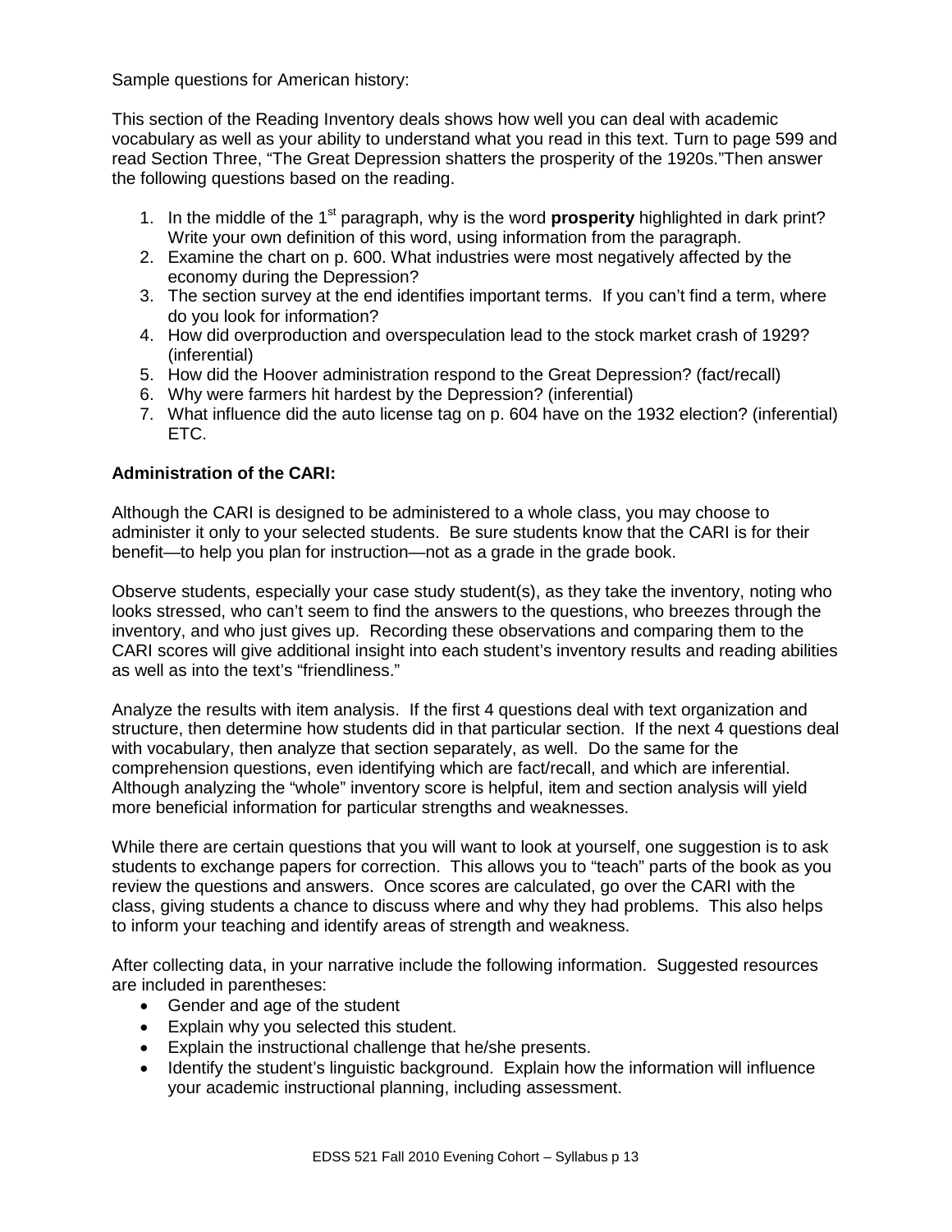Sample questions for American history:

This section of the Reading Inventory deals shows how well you can deal with academic vocabulary as well as your ability to understand what you read in this text. Turn to page 599 and read Section Three, "The Great Depression shatters the prosperity of the 1920s."Then answer the following questions based on the reading.

1. In the middle of the 1st paragraph, why is the word **prosperity** highlighted in dark print? Write your own definition of this word, using information from the paragraph.
2. Examine the chart on p. 600. What industries were most negatively affected by the economy during the Depression?
3. The section survey at the end identifies important terms. If you can't find a term, where do you look for information?
4. How did overproduction and overspeculation lead to the stock market crash of 1929? (inferential)
5. How did the Hoover administration respond to the Great Depression? (fact/recall)
6. Why were farmers hit hardest by the Depression? (inferential)
7. What influence did the auto license tag on p. 604 have on the 1932 election? (inferential) ETC.

**Administration of the CARI:**

Although the CARI is designed to be administered to a whole class, you may choose to administer it only to your selected students. Be sure students know that the CARI is for their benefit—to help you plan for instruction—not as a grade in the grade book.

Observe students, especially your case study student(s), as they take the inventory, noting who looks stressed, who can't seem to find the answers to the questions, who breezes through the inventory, and who just gives up. Recording these observations and comparing them to the CARI scores will give additional insight into each student's inventory results and reading abilities as well as into the text's "friendliness."

Analyze the results with item analysis. If the first 4 questions deal with text organization and structure, then determine how students did in that particular section. If the next 4 questions deal with vocabulary, then analyze that section separately, as well. Do the same for the comprehension questions, even identifying which are fact/recall, and which are inferential. Although analyzing the "whole" inventory score is helpful, item and section analysis will yield more beneficial information for particular strengths and weaknesses.

While there are certain questions that you will want to look at yourself, one suggestion is to ask students to exchange papers for correction. This allows you to "teach" parts of the book as you review the questions and answers. Once scores are calculated, go over the CARI with the class, giving students a chance to discuss where and why they had problems. This also helps to inform your teaching and identify areas of strength and weakness.

After collecting data, in your narrative include the following information. Suggested resources are included in parentheses:

- Gender and age of the student
- Explain why you selected this student.
- Explain the instructional challenge that he/she presents.
- Identify the student's linguistic background. Explain how the information will influence your academic instructional planning, including assessment.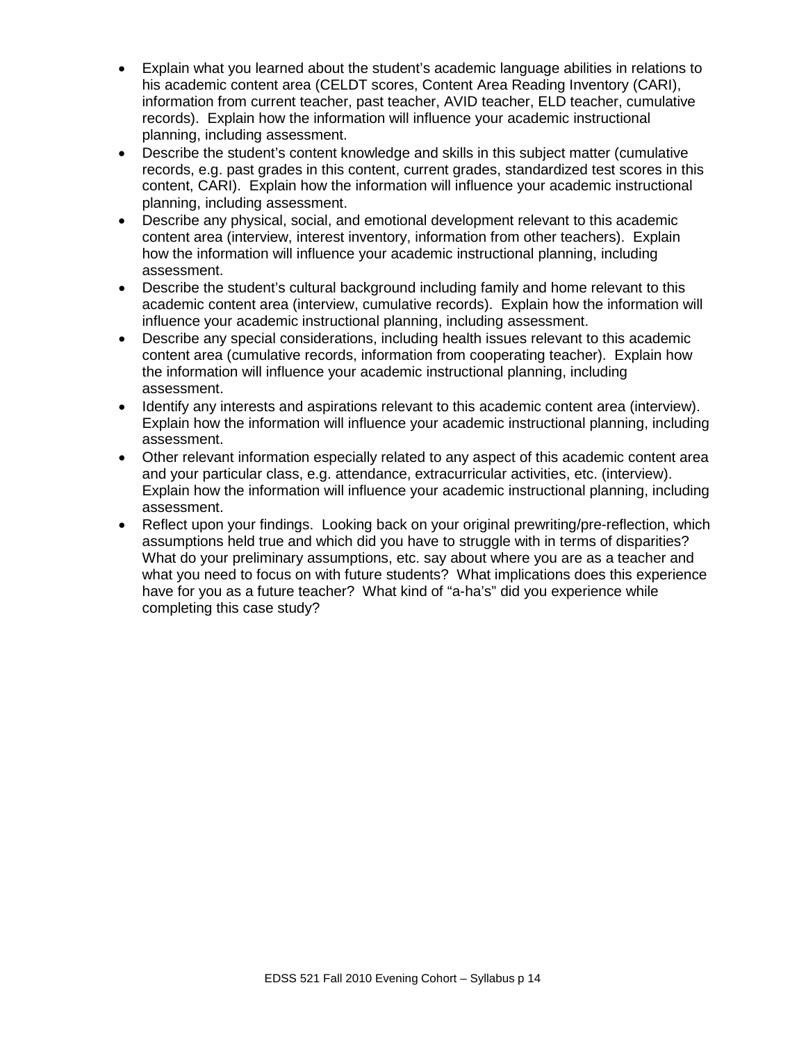- Explain what you learned about the student's academic language abilities in relations to his academic content area (CELDT scores, Content Area Reading Inventory (CARI), information from current teacher, past teacher, AVID teacher, ELD teacher, cumulative records). Explain how the information will influence your academic instructional planning, including assessment.
- Describe the student's content knowledge and skills in this subject matter (cumulative records, e.g. past grades in this content, current grades, standardized test scores in this content, CARI). Explain how the information will influence your academic instructional planning, including assessment.
- Describe any physical, social, and emotional development relevant to this academic content area (interview, interest inventory, information from other teachers). Explain how the information will influence your academic instructional planning, including assessment.
- Describe the student's cultural background including family and home relevant to this academic content area (interview, cumulative records). Explain how the information will influence your academic instructional planning, including assessment.
- Describe any special considerations, including health issues relevant to this academic content area (cumulative records, information from cooperating teacher). Explain how the information will influence your academic instructional planning, including assessment.
- Identify any interests and aspirations relevant to this academic content area (interview). Explain how the information will influence your academic instructional planning, including assessment.
- Other relevant information especially related to any aspect of this academic content area and your particular class, e.g. attendance, extracurricular activities, etc. (interview). Explain how the information will influence your academic instructional planning, including assessment.
- Reflect upon your findings. Looking back on your original prewriting/pre-reflection, which assumptions held true and which did you have to struggle with in terms of disparities? What do your preliminary assumptions, etc. say about where you are as a teacher and what you need to focus on with future students? What implications does this experience have for you as a future teacher? What kind of "a-ha's" did you experience while completing this case study?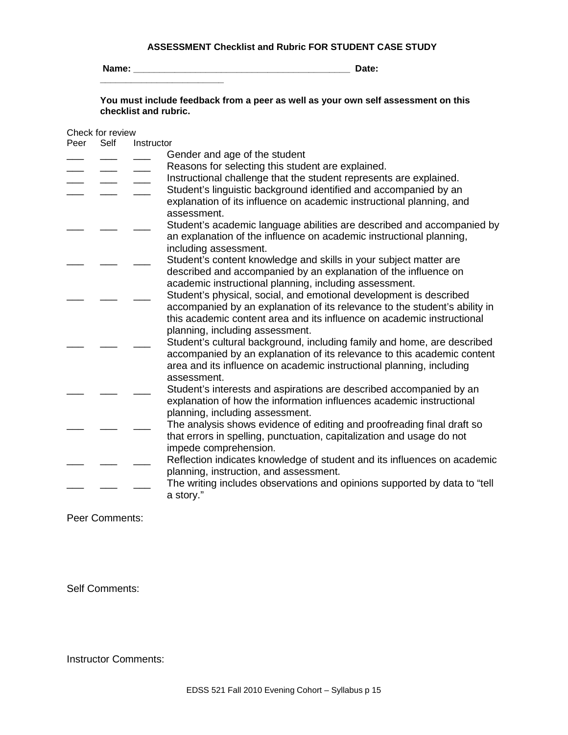**ASSESSMENT Checklist and Rubric FOR STUDENT CASE STUDY**

**Name: ________________________________________ Date: ______________________**

**You must include feedback from a peer as well as your own self assessment on this checklist and rubric.**

Check for review

| Peer | Self | Instructor | |
|---|---|---|---|
| ___ | ___ | ___ | Gender and age of the student |
| ___ | ___ | ___ | Reasons for selecting this student are explained. |
| ___ | ___ | ___ | Instructional challenge that the student represents are explained. |
| ___ | ___ | ___ | Student's linguistic background identified and accompanied by an explanation of its influence on academic instructional planning, and assessment. |
| ___ | ___ | ___ | Student's academic language abilities are described and accompanied by an explanation of the influence on academic instructional planning, including assessment. |
| ___ | ___ | ___ | Student's content knowledge and skills in your subject matter are described and accompanied by an explanation of the influence on academic instructional planning, including assessment. |
| ___ | ___ | ___ | Student's physical, social, and emotional development is described accompanied by an explanation of its relevance to the student's ability in this academic content area and its influence on academic instructional planning, including assessment. |
| ___ | ___ | ___ | Student's cultural background, including family and home, are described accompanied by an explanation of its relevance to this academic content area and its influence on academic instructional planning, including assessment. |
| ___ | ___ | ___ | Student's interests and aspirations are described accompanied by an explanation of how the information influences academic instructional planning, including assessment. |
| ___ | ___ | ___ | The analysis shows evidence of editing and proofreading final draft so that errors in spelling, punctuation, capitalization and usage do not impede comprehension. |
| ___ | ___ | ___ | Reflection indicates knowledge of student and its influences on academic planning, instruction, and assessment. |
| ___ | ___ | ___ | The writing includes observations and opinions supported by data to "tell a story." |

Peer Comments:

Self Comments:

Instructor Comments: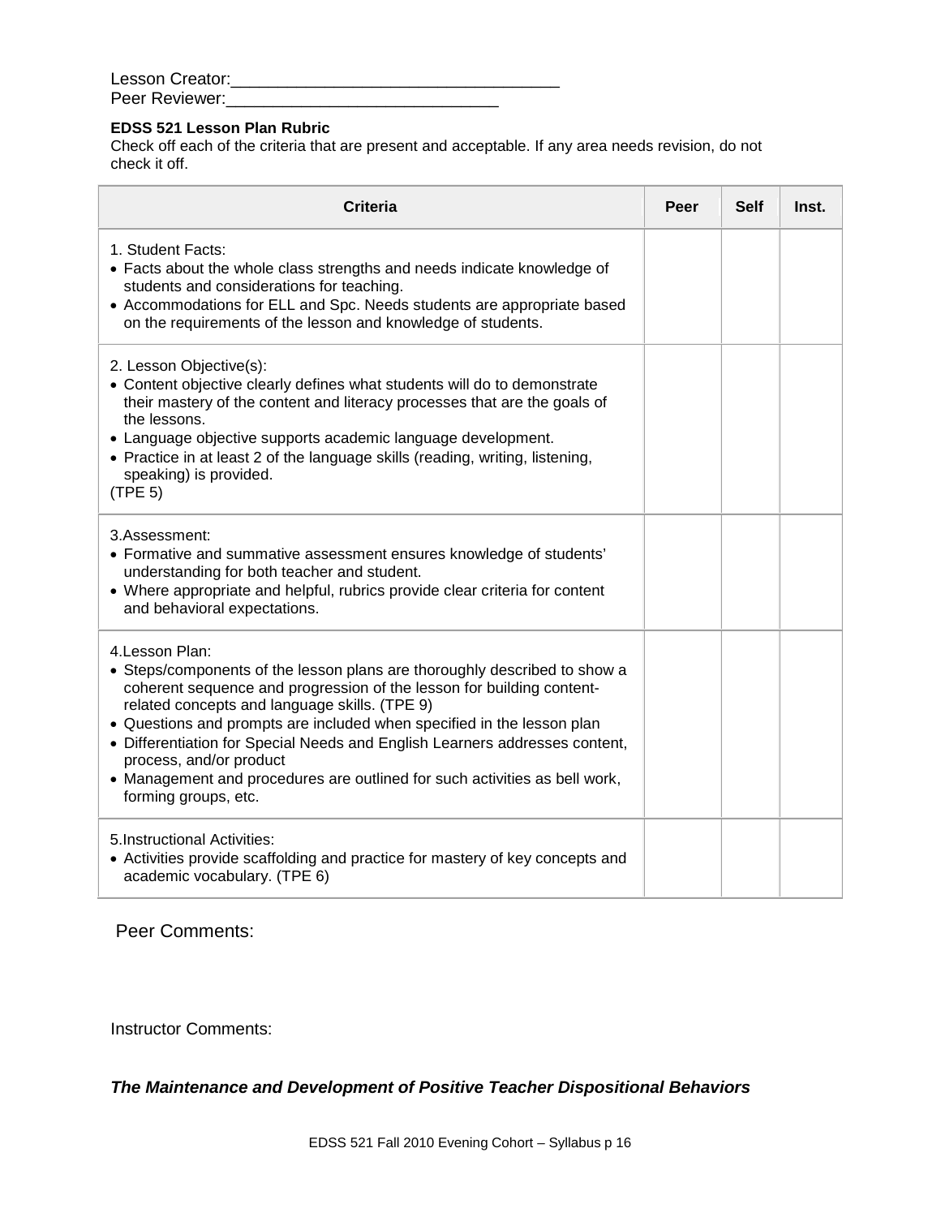Lesson Creator:___________________________________

Peer Reviewer:_____________________________

**EDSS 521 Lesson Plan Rubric**

Check off each of the criteria that are present and acceptable. If any area needs revision, do not check it off.

| Criteria | Peer | Self | Inst. |
|---|---|---|---|
| 1. Student Facts:<br>• Facts about the whole class strengths and needs indicate knowledge of students and considerations for teaching.<br>• Accommodations for ELL and Spc. Needs students are appropriate based on the requirements of the lesson and knowledge of students. | | | |
| 2. Lesson Objective(s):<br>• Content objective clearly defines what students will do to demonstrate their mastery of the content and literacy processes that are the goals of the lessons.<br>• Language objective supports academic language development.<br>• Practice in at least 2 of the language skills (reading, writing, listening, speaking) is provided.<br>(TPE 5) | | | |
| 3.Assessment:<br>• Formative and summative assessment ensures knowledge of students' understanding for both teacher and student.<br>• Where appropriate and helpful, rubrics provide clear criteria for content and behavioral expectations. | | | |
| 4.Lesson Plan:<br>• Steps/components of the lesson plans are thoroughly described to show a coherent sequence and progression of the lesson for building content-related concepts and language skills. (TPE 9)<br>• Questions and prompts are included when specified in the lesson plan<br>• Differentiation for Special Needs and English Learners addresses content, process, and/or product<br>• Management and procedures are outlined for such activities as bell work, forming groups, etc. | | | |
| 5.Instructional Activities:<br>• Activities provide scaffolding and practice for mastery of key concepts and academic vocabulary. (TPE 6) | | | |

Peer Comments:

Instructor Comments:

***The Maintenance and Development of Positive Teacher Dispositional Behaviors***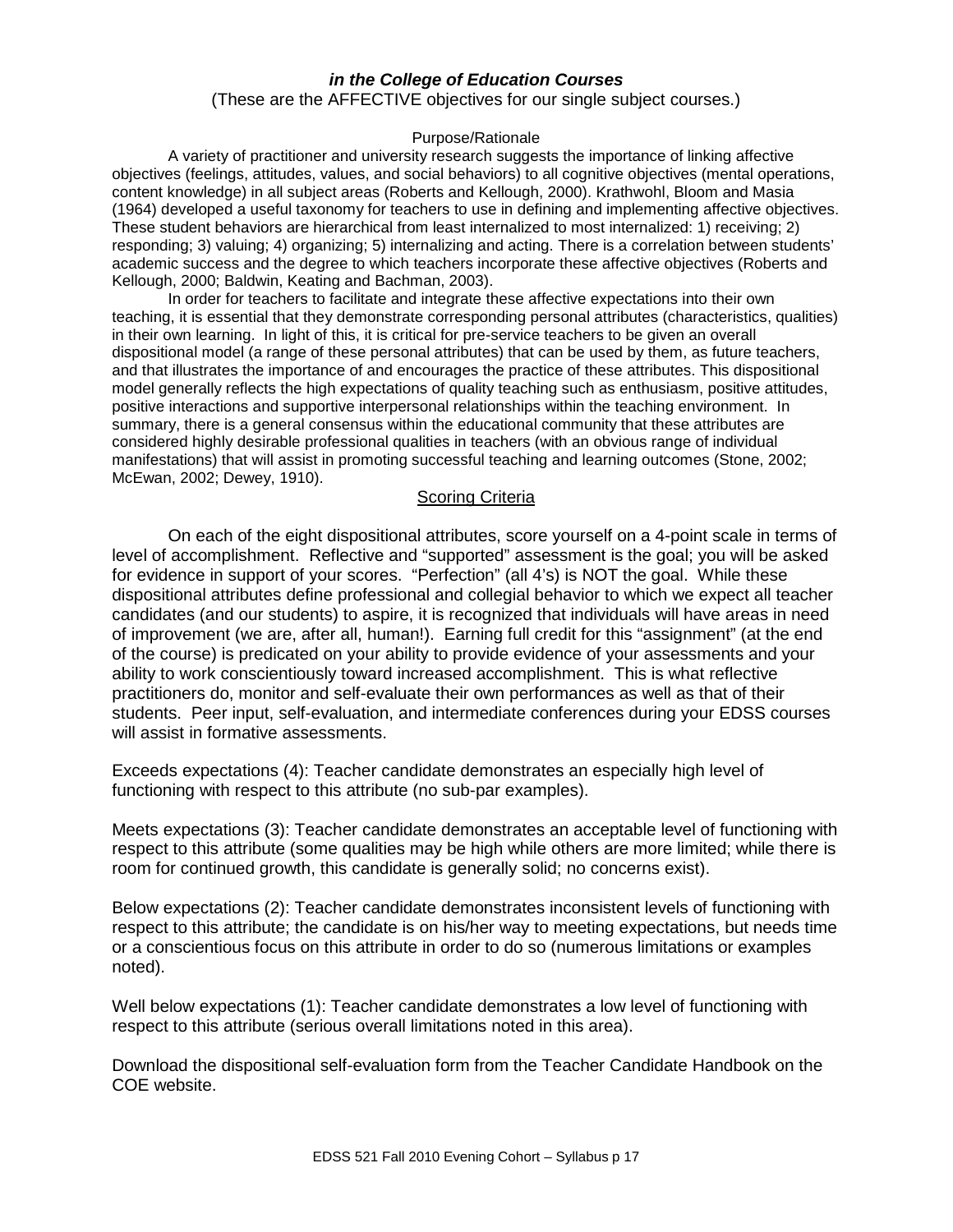***in the College of Education Courses***

(These are the AFFECTIVE objectives for our single subject courses.)

Purpose/Rationale

A variety of practitioner and university research suggests the importance of linking affective objectives (feelings, attitudes, values, and social behaviors) to all cognitive objectives (mental operations, content knowledge) in all subject areas (Roberts and Kellough, 2000). Krathwohl, Bloom and Masia (1964) developed a useful taxonomy for teachers to use in defining and implementing affective objectives. These student behaviors are hierarchical from least internalized to most internalized: 1) receiving; 2) responding; 3) valuing; 4) organizing; 5) internalizing and acting. There is a correlation between students' academic success and the degree to which teachers incorporate these affective objectives (Roberts and Kellough, 2000; Baldwin, Keating and Bachman, 2003).

In order for teachers to facilitate and integrate these affective expectations into their own teaching, it is essential that they demonstrate corresponding personal attributes (characteristics, qualities) in their own learning. In light of this, it is critical for pre-service teachers to be given an overall dispositional model (a range of these personal attributes) that can be used by them, as future teachers, and that illustrates the importance of and encourages the practice of these attributes. This dispositional model generally reflects the high expectations of quality teaching such as enthusiasm, positive attitudes, positive interactions and supportive interpersonal relationships within the teaching environment. In summary, there is a general consensus within the educational community that these attributes are considered highly desirable professional qualities in teachers (with an obvious range of individual manifestations) that will assist in promoting successful teaching and learning outcomes (Stone, 2002; McEwan, 2002; Dewey, 1910).

Scoring Criteria

On each of the eight dispositional attributes, score yourself on a 4-point scale in terms of level of accomplishment. Reflective and "supported" assessment is the goal; you will be asked for evidence in support of your scores. "Perfection" (all 4's) is NOT the goal. While these dispositional attributes define professional and collegial behavior to which we expect all teacher candidates (and our students) to aspire, it is recognized that individuals will have areas in need of improvement (we are, after all, human!). Earning full credit for this "assignment" (at the end of the course) is predicated on your ability to provide evidence of your assessments and your ability to work conscientiously toward increased accomplishment. This is what reflective practitioners do, monitor and self-evaluate their own performances as well as that of their students. Peer input, self-evaluation, and intermediate conferences during your EDSS courses will assist in formative assessments.

Exceeds expectations (4): Teacher candidate demonstrates an especially high level of functioning with respect to this attribute (no sub-par examples).

Meets expectations (3): Teacher candidate demonstrates an acceptable level of functioning with respect to this attribute (some qualities may be high while others are more limited; while there is room for continued growth, this candidate is generally solid; no concerns exist).

Below expectations (2): Teacher candidate demonstrates inconsistent levels of functioning with respect to this attribute; the candidate is on his/her way to meeting expectations, but needs time or a conscientious focus on this attribute in order to do so (numerous limitations or examples noted).

Well below expectations (1): Teacher candidate demonstrates a low level of functioning with respect to this attribute (serious overall limitations noted in this area).

Download the dispositional self-evaluation form from the Teacher Candidate Handbook on the COE website.